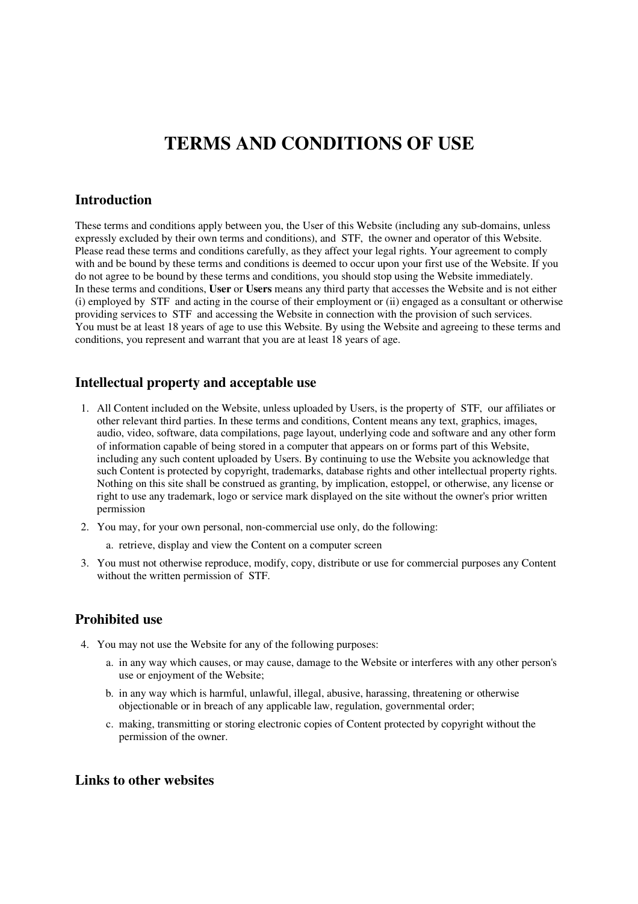# TERMS AND CONDITIONS OF USE

## Introduction

These terms and conditions apply between you, the User of this Website (including any sub-domains, unless expressly excluded by their own terms and conditions), and STF, the owner and operator of this Website. Please read these terms and conditions carefully, as they affect your legal rights. Your agreement to comply with and be bound by these terms and conditions is deemed to occur upon your first use of the Website. If you do not agree to be bound by these terms and conditions, you should stop using the Website immediately.
In these terms and conditions, **User** or **Users** means any third party that accesses the Website and is not either (i) employed by STF and acting in the course of their employment or (ii) engaged as a consultant or otherwise providing services to STF and accessing the Website in connection with the provision of such services.
You must be at least 18 years of age to use this Website. By using the Website and agreeing to these terms and conditions, you represent and warrant that you are at least 18 years of age.

## Intellectual property and acceptable use

1. All Content included on the Website, unless uploaded by Users, is the property of STF, our affiliates or other relevant third parties. In these terms and conditions, Content means any text, graphics, images, audio, video, software, data compilations, page layout, underlying code and software and any other form of information capable of being stored in a computer that appears on or forms part of this Website, including any such content uploaded by Users. By continuing to use the Website you acknowledge that such Content is protected by copyright, trademarks, database rights and other intellectual property rights. Nothing on this site shall be construed as granting, by implication, estoppel, or otherwise, any license or right to use any trademark, logo or service mark displayed on the site without the owner's prior written permission
2. You may, for your own personal, non-commercial use only, do the following:
   a. retrieve, display and view the Content on a computer screen
3. You must not otherwise reproduce, modify, copy, distribute or use for commercial purposes any Content without the written permission of STF.

## Prohibited use

4. You may not use the Website for any of the following purposes:
   a. in any way which causes, or may cause, damage to the Website or interferes with any other person's use or enjoyment of the Website;
   b. in any way which is harmful, unlawful, illegal, abusive, harassing, threatening or otherwise objectionable or in breach of any applicable law, regulation, governmental order;
   c. making, transmitting or storing electronic copies of Content protected by copyright without the permission of the owner.

## Links to other websites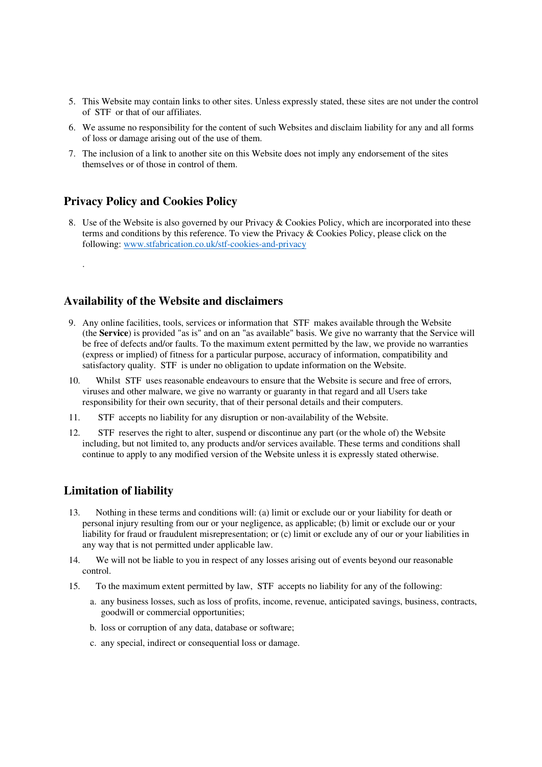5. This Website may contain links to other sites. Unless expressly stated, these sites are not under the control of STF or that of our affiliates.
6. We assume no responsibility for the content of such Websites and disclaim liability for any and all forms of loss or damage arising out of the use of them.
7. The inclusion of a link to another site on this Website does not imply any endorsement of the sites themselves or of those in control of them.

## Privacy Policy and Cookies Policy

8. Use of the Website is also governed by our Privacy & Cookies Policy, which are incorporated into these terms and conditions by this reference. To view the Privacy & Cookies Policy, please click on the following: [www.stfabrication.co.uk/stf-cookies-and-privacy](www.stfabrication.co.uk/stf-cookies-and-privacy)

.

## Availability of the Website and disclaimers

9. Any online facilities, tools, services or information that STF makes available through the Website (the **Service**) is provided "as is" and on an "as available" basis. We give no warranty that the Service will be free of defects and/or faults. To the maximum extent permitted by the law, we provide no warranties (express or implied) of fitness for a particular purpose, accuracy of information, compatibility and satisfactory quality. STF is under no obligation to update information on the Website.
10. Whilst STF uses reasonable endeavours to ensure that the Website is secure and free of errors, viruses and other malware, we give no warranty or guaranty in that regard and all Users take responsibility for their own security, that of their personal details and their computers.
11. STF accepts no liability for any disruption or non-availability of the Website.
12. STF reserves the right to alter, suspend or discontinue any part (or the whole of) the Website including, but not limited to, any products and/or services available. These terms and conditions shall continue to apply to any modified version of the Website unless it is expressly stated otherwise.

## Limitation of liability

13. Nothing in these terms and conditions will: (a) limit or exclude our or your liability for death or personal injury resulting from our or your negligence, as applicable; (b) limit or exclude our or your liability for fraud or fraudulent misrepresentation; or (c) limit or exclude any of our or your liabilities in any way that is not permitted under applicable law.
14. We will not be liable to you in respect of any losses arising out of events beyond our reasonable control.
15. To the maximum extent permitted by law, STF accepts no liability for any of the following:
    a. any business losses, such as loss of profits, income, revenue, anticipated savings, business, contracts, goodwill or commercial opportunities;
    b. loss or corruption of any data, database or software;
    c. any special, indirect or consequential loss or damage.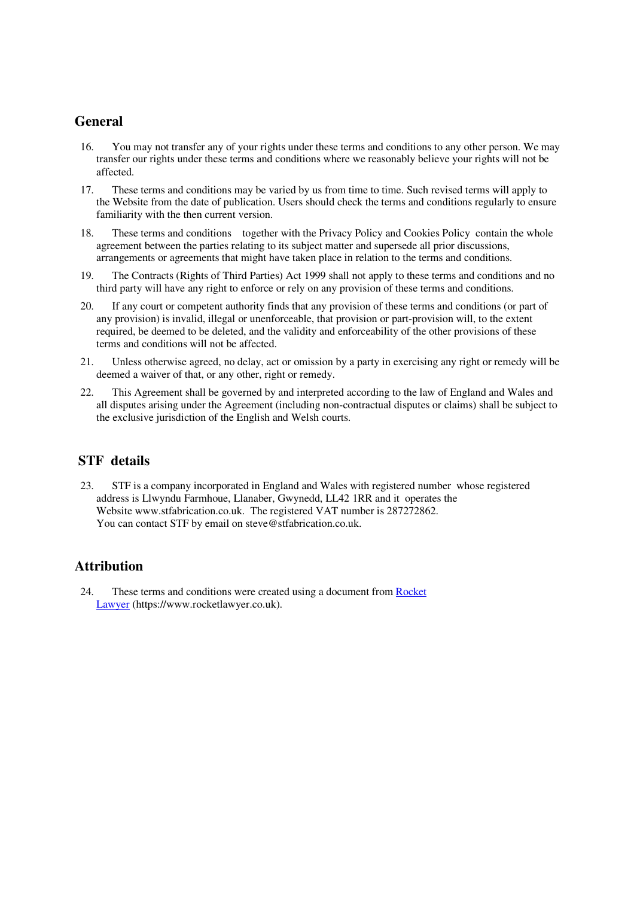## General

16. You may not transfer any of your rights under these terms and conditions to any other person. We may transfer our rights under these terms and conditions where we reasonably believe your rights will not be affected.

17. These terms and conditions may be varied by us from time to time. Such revised terms will apply to the Website from the date of publication. Users should check the terms and conditions regularly to ensure familiarity with the then current version.

18. These terms and conditions together with the Privacy Policy and Cookies Policy contain the whole agreement between the parties relating to its subject matter and supersede all prior discussions, arrangements or agreements that might have taken place in relation to the terms and conditions.

19. The Contracts (Rights of Third Parties) Act 1999 shall not apply to these terms and conditions and no third party will have any right to enforce or rely on any provision of these terms and conditions.

20. If any court or competent authority finds that any provision of these terms and conditions (or part of any provision) is invalid, illegal or unenforceable, that provision or part-provision will, to the extent required, be deemed to be deleted, and the validity and enforceability of the other provisions of these terms and conditions will not be affected.

21. Unless otherwise agreed, no delay, act or omission by a party in exercising any right or remedy will be deemed a waiver of that, or any other, right or remedy.

22. This Agreement shall be governed by and interpreted according to the law of England and Wales and all disputes arising under the Agreement (including non-contractual disputes or claims) shall be subject to the exclusive jurisdiction of the English and Welsh courts.

## STF details

23. STF is a company incorporated in England and Wales with registered number whose registered address is Llwyndu Farmhoue, Llanaber, Gwynedd, LL42 1RR and it operates the Website www.stfabrication.co.uk. The registered VAT number is 287272862. You can contact STF by email on steve@stfabrication.co.uk.

## Attribution

24. These terms and conditions were created using a document from [Rocket Lawyer](https://www.rocketlawyer.co.uk) (https://www.rocketlawyer.co.uk).